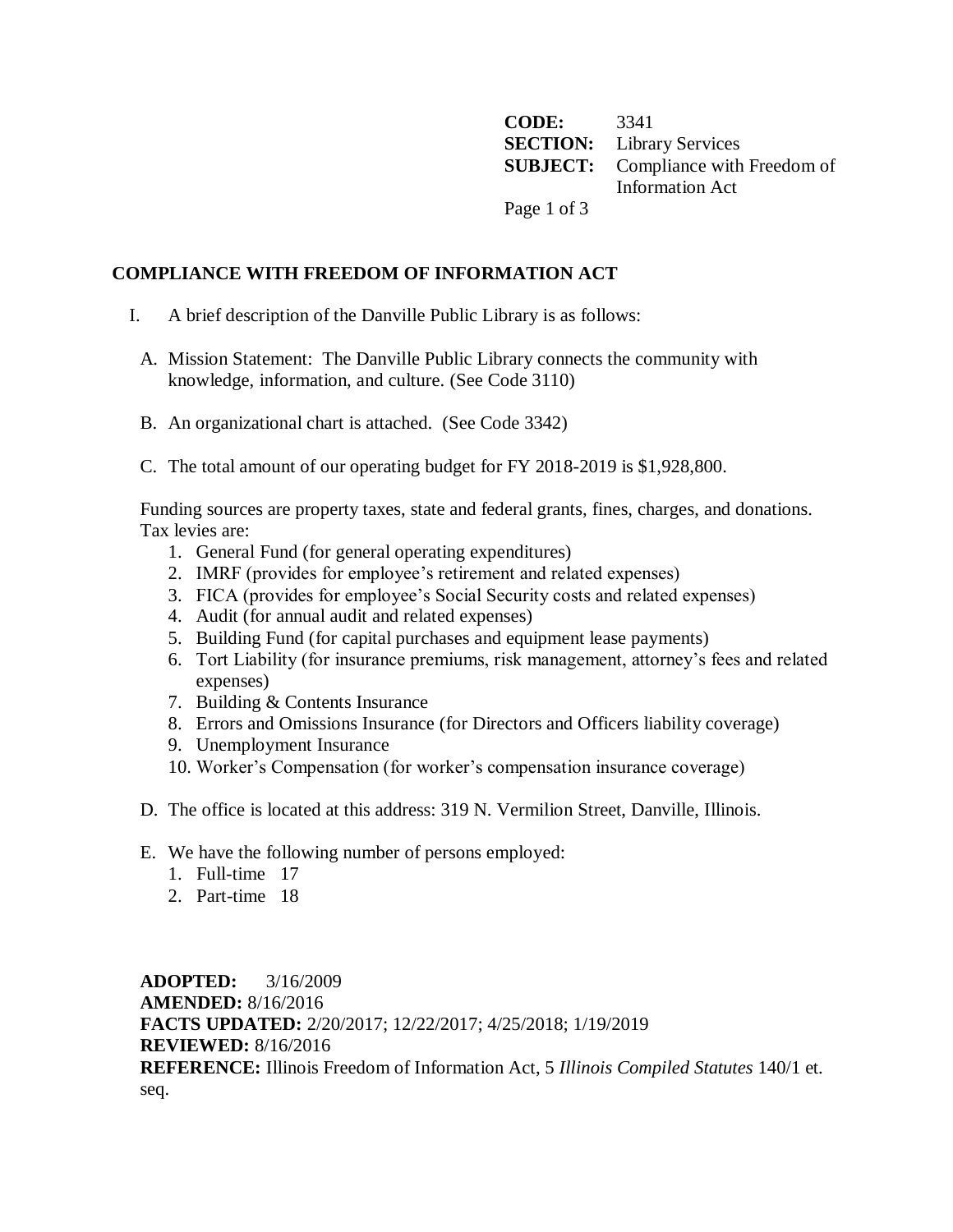**CODE:** 3341
**SECTION:** Library Services
**SUBJECT:** Compliance with Freedom of Information Act

# COMPLIANCE WITH FREEDOM OF INFORMATION ACT

I. A brief description of the Danville Public Library is as follows:

A. Mission Statement: The Danville Public Library connects the community with knowledge, information, and culture. (See Code 3110)

B. An organizational chart is attached. (See Code 3342)

C. The total amount of our operating budget for FY 2018-2019 is $1,928,800.

Funding sources are property taxes, state and federal grants, fines, charges, and donations. Tax levies are:

1. General Fund (for general operating expenditures)
2. IMRF (provides for employee's retirement and related expenses)
3. FICA (provides for employee's Social Security costs and related expenses)
4. Audit (for annual audit and related expenses)
5. Building Fund (for capital purchases and equipment lease payments)
6. Tort Liability (for insurance premiums, risk management, attorney's fees and related expenses)
7. Building & Contents Insurance
8. Errors and Omissions Insurance (for Directors and Officers liability coverage)
9. Unemployment Insurance
10. Worker's Compensation (for worker's compensation insurance coverage)

D. The office is located at this address: 319 N. Vermilion Street, Danville, Illinois.

E. We have the following number of persons employed:

1. Full-time 17
2. Part-time 18

**ADOPTED:** 3/16/2009
**AMENDED:** 8/16/2016
**FACTS UPDATED:** 2/20/2017; 12/22/2017; 4/25/2018; 1/19/2019
**REVIEWED:** 8/16/2016
**REFERENCE:** Illinois Freedom of Information Act, 5 *Illinois Compiled Statutes* 140/1 et. seq.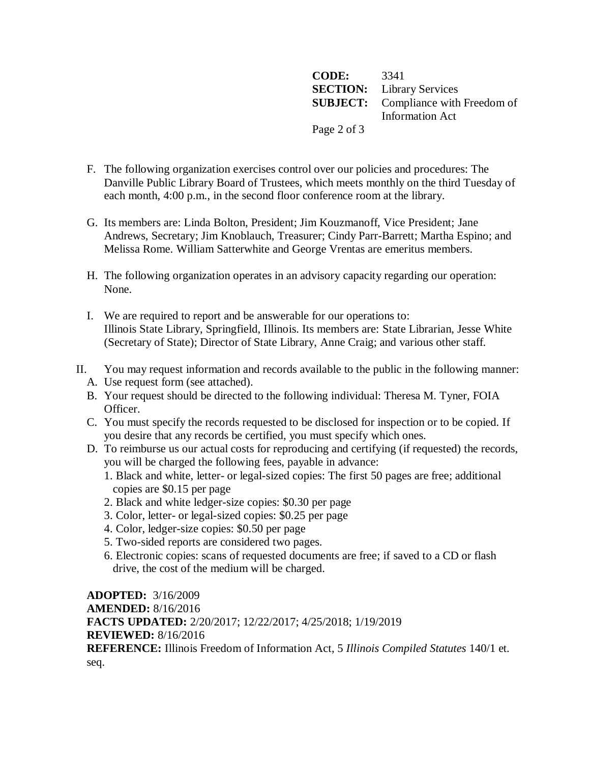**CODE:** 3341
**SECTION:** Library Services
**SUBJECT:** Compliance with Freedom of Information Act

F. The following organization exercises control over our policies and procedures: The Danville Public Library Board of Trustees, which meets monthly on the third Tuesday of each month, 4:00 p.m., in the second floor conference room at the library.

G. Its members are: Linda Bolton, President; Jim Kouzmanoff, Vice President; Jane Andrews, Secretary; Jim Knoblauch, Treasurer; Cindy Parr-Barrett; Martha Espino; and Melissa Rome. William Satterwhite and George Vrentas are emeritus members.

H. The following organization operates in an advisory capacity regarding our operation: None.

I. We are required to report and be answerable for our operations to: Illinois State Library, Springfield, Illinois. Its members are: State Librarian, Jesse White (Secretary of State); Director of State Library, Anne Craig; and various other staff.

II. You may request information and records available to the public in the following manner:

A. Use request form (see attached).
B. Your request should be directed to the following individual: Theresa M. Tyner, FOIA Officer.
C. You must specify the records requested to be disclosed for inspection or to be copied. If you desire that any records be certified, you must specify which ones.
D. To reimburse us our actual costs for reproducing and certifying (if requested) the records, you will be charged the following fees, payable in advance:
   1. Black and white, letter- or legal-sized copies: The first 50 pages are free; additional copies are $0.15 per page
   2. Black and white ledger-size copies: $0.30 per page
   3. Color, letter- or legal-sized copies: $0.25 per page
   4. Color, ledger-size copies: $0.50 per page
   5. Two-sided reports are considered two pages.
   6. Electronic copies: scans of requested documents are free; if saved to a CD or flash drive, the cost of the medium will be charged.

**ADOPTED:** 3/16/2009
**AMENDED:** 8/16/2016
**FACTS UPDATED:** 2/20/2017; 12/22/2017; 4/25/2018; 1/19/2019
**REVIEWED:** 8/16/2016
**REFERENCE:** Illinois Freedom of Information Act, 5 *Illinois Compiled Statutes* 140/1 et. seq.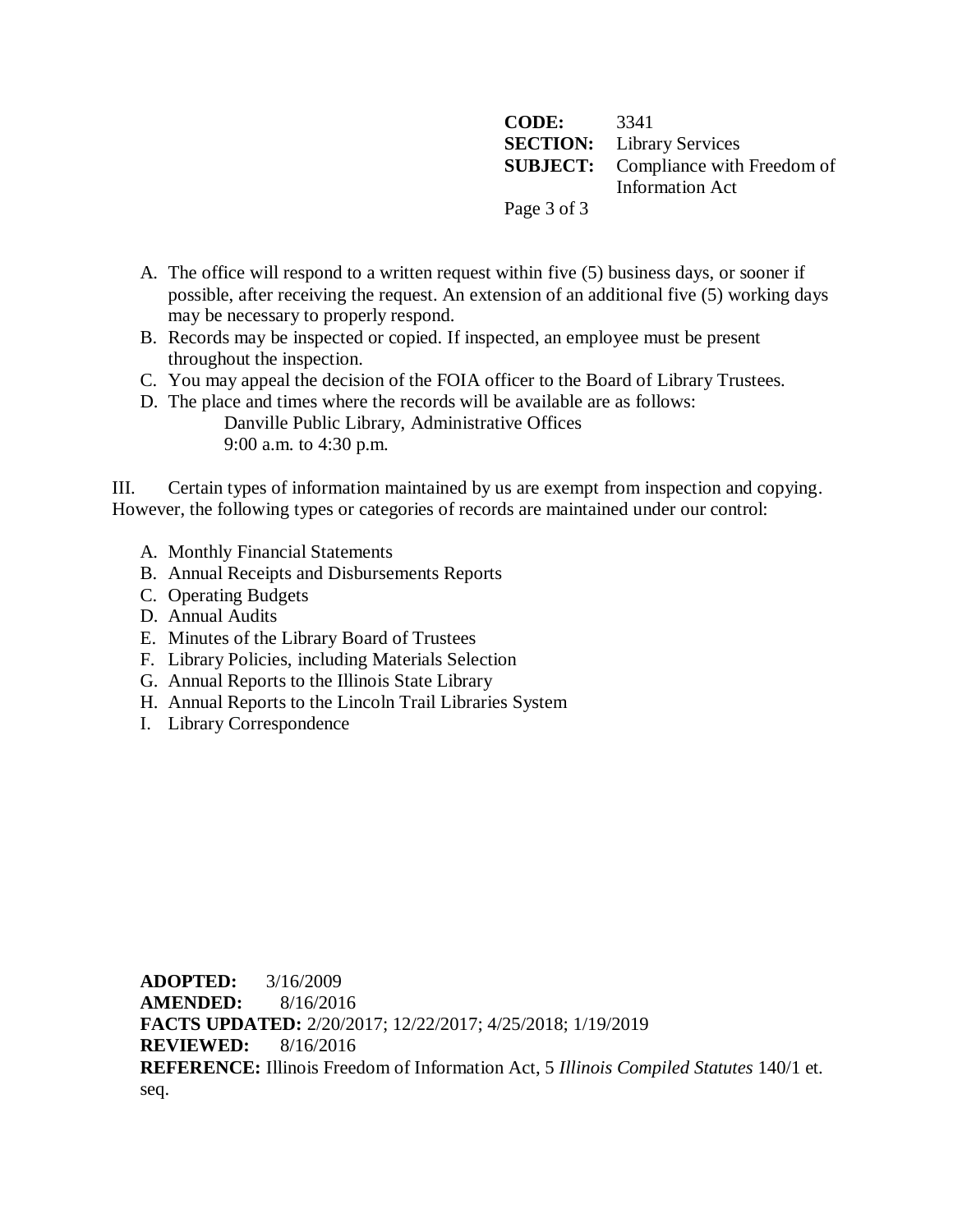A. The office will respond to a written request within five (5) business days, or sooner if possible, after receiving the request. An extension of an additional five (5) working days may be necessary to properly respond.
B. Records may be inspected or copied. If inspected, an employee must be present throughout the inspection.
C. You may appeal the decision of the FOIA officer to the Board of Library Trustees.
D. The place and times where the records will be available are as follows:
   Danville Public Library, Administrative Offices
   9:00 a.m. to 4:30 p.m.

III. Certain types of information maintained by us are exempt from inspection and copying. However, the following types or categories of records are maintained under our control:

A. Monthly Financial Statements
B. Annual Receipts and Disbursements Reports
C. Operating Budgets
D. Annual Audits
E. Minutes of the Library Board of Trustees
F. Library Policies, including Materials Selection
G. Annual Reports to the Illinois State Library
H. Annual Reports to the Lincoln Trail Libraries System
I. Library Correspondence

**ADOPTED:** 3/16/2009
**AMENDED:** 8/16/2016
**FACTS UPDATED:** 2/20/2017; 12/22/2017; 4/25/2018; 1/19/2019
**REVIEWED:** 8/16/2016
**REFERENCE:** Illinois Freedom of Information Act, 5 *Illinois Compiled Statutes* 140/1 et. seq.